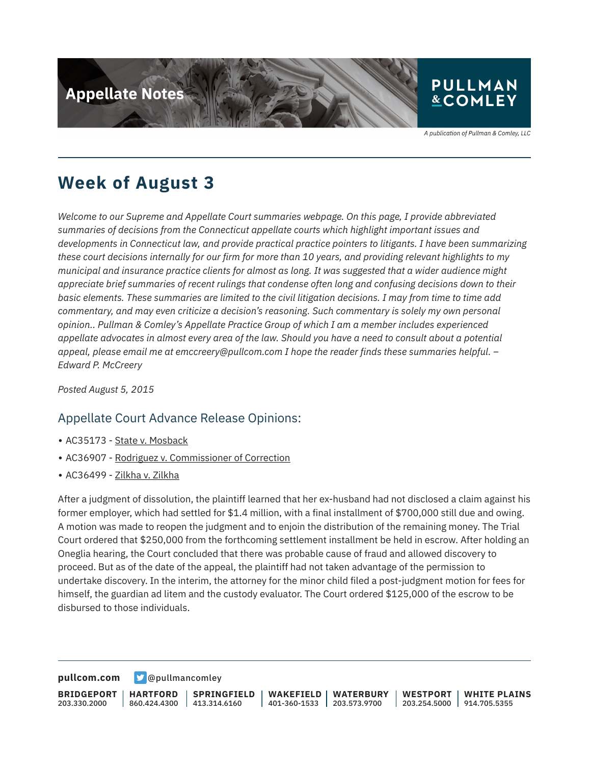Appellate Notes

PULLMAN & COMLEY

*A publication of Pullman & Comley, LLC*

# Week of August 3

*Welcome to our Supreme and Appellate Court summaries webpage. On this page, I provide abbreviated summaries of decisions from the Connecticut appellate courts which highlight important issues and developments in Connecticut law, and provide practical practice pointers to litigants. I have been summarizing these court decisions internally for our firm for more than 10 years, and providing relevant highlights to my municipal and insurance practice clients for almost as long. It was suggested that a wider audience might appreciate brief summaries of recent rulings that condense often long and confusing decisions down to their basic elements. These summaries are limited to the civil litigation decisions. I may from time to time add commentary, and may even criticize a decision's reasoning. Such commentary is solely my own personal opinion.. Pullman & Comley's Appellate Practice Group of which I am a member includes experienced appellate advocates in almost every area of the law. Should you have a need to consult about a potential appeal, please email me at emccreery@pullcom.com I hope the reader finds these summaries helpful. – Edward P. McCreery*

*Posted August 5, 2015*

## Appellate Court Advance Release Opinions:

- AC35173 - State v. Mosback
- AC36907 - Rodriguez v. Commissioner of Correction
- AC36499 - Zilkha v. Zilkha

After a judgment of dissolution, the plaintiff learned that her ex-husband had not disclosed a claim against his former employer, which had settled for $1.4 million, with a final installment of $700,000 still due and owing. A motion was made to reopen the judgment and to enjoin the distribution of the remaining money. The Trial Court ordered that $250,000 from the forthcoming settlement installment be held in escrow. After holding an Oneglia hearing, the Court concluded that there was probable cause of fraud and allowed discovery to proceed. But as of the date of the appeal, the plaintiff had not taken advantage of the permission to undertake discovery. In the interim, the attorney for the minor child filed a post-judgment motion for fees for himself, the guardian ad litem and the custody evaluator. The Court ordered $125,000 of the escrow to be disbursed to those individuals.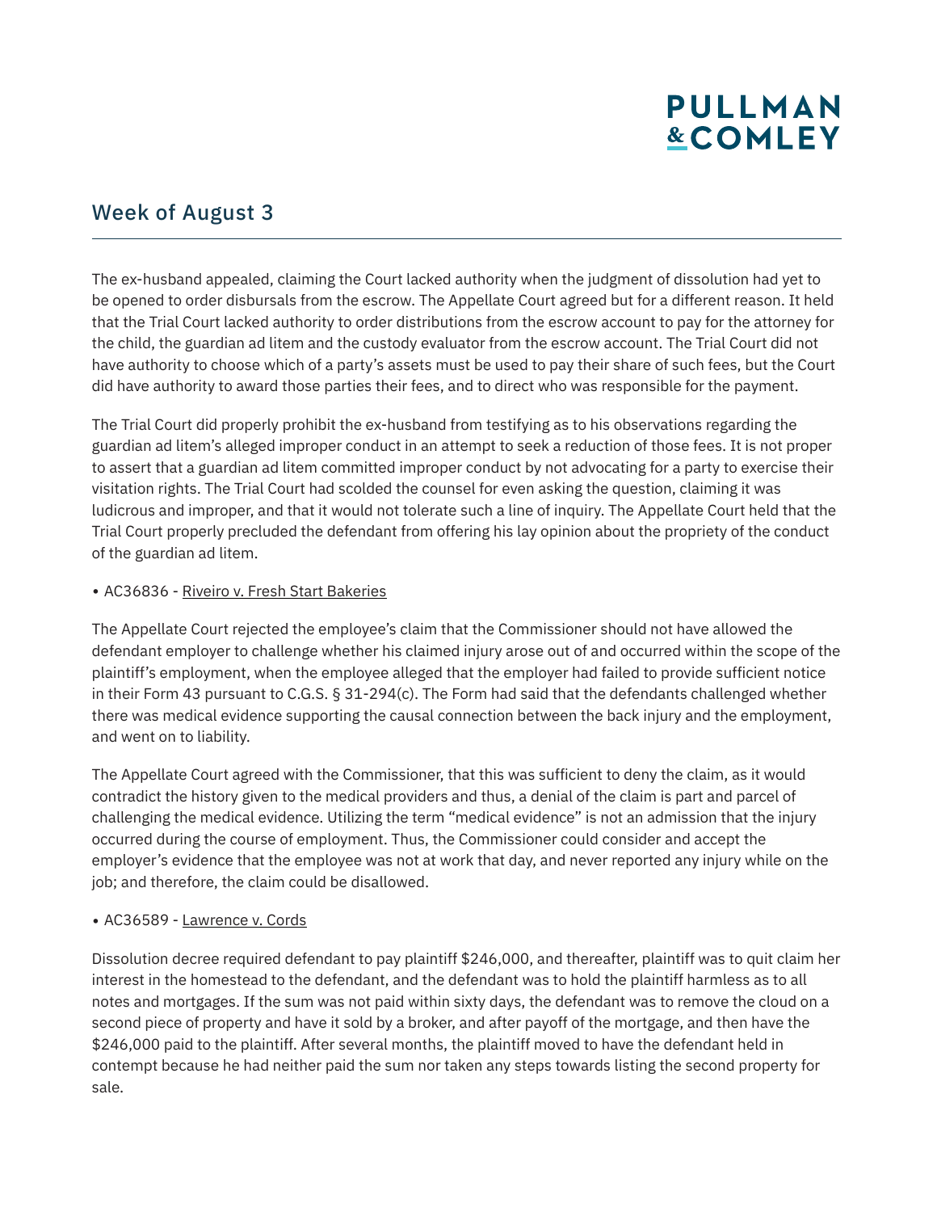## Week of August 3

The ex-husband appealed, claiming the Court lacked authority when the judgment of dissolution had yet to be opened to order disbursals from the escrow. The Appellate Court agreed but for a different reason. It held that the Trial Court lacked authority to order distributions from the escrow account to pay for the attorney for the child, the guardian ad litem and the custody evaluator from the escrow account. The Trial Court did not have authority to choose which of a party's assets must be used to pay their share of such fees, but the Court did have authority to award those parties their fees, and to direct who was responsible for the payment.

The Trial Court did properly prohibit the ex-husband from testifying as to his observations regarding the guardian ad litem's alleged improper conduct in an attempt to seek a reduction of those fees. It is not proper to assert that a guardian ad litem committed improper conduct by not advocating for a party to exercise their visitation rights. The Trial Court had scolded the counsel for even asking the question, claiming it was ludicrous and improper, and that it would not tolerate such a line of inquiry. The Appellate Court held that the Trial Court properly precluded the defendant from offering his lay opinion about the propriety of the conduct of the guardian ad litem.

- AC36836 - Riveiro v. Fresh Start Bakeries

The Appellate Court rejected the employee's claim that the Commissioner should not have allowed the defendant employer to challenge whether his claimed injury arose out of and occurred within the scope of the plaintiff's employment, when the employee alleged that the employer had failed to provide sufficient notice in their Form 43 pursuant to C.G.S. § 31-294(c). The Form had said that the defendants challenged whether there was medical evidence supporting the causal connection between the back injury and the employment, and went on to liability.

The Appellate Court agreed with the Commissioner, that this was sufficient to deny the claim, as it would contradict the history given to the medical providers and thus, a denial of the claim is part and parcel of challenging the medical evidence. Utilizing the term "medical evidence" is not an admission that the injury occurred during the course of employment. Thus, the Commissioner could consider and accept the employer's evidence that the employee was not at work that day, and never reported any injury while on the job; and therefore, the claim could be disallowed.

- AC36589 - Lawrence v. Cords

Dissolution decree required defendant to pay plaintiff $246,000, and thereafter, plaintiff was to quit claim her interest in the homestead to the defendant, and the defendant was to hold the plaintiff harmless as to all notes and mortgages. If the sum was not paid within sixty days, the defendant was to remove the cloud on a second piece of property and have it sold by a broker, and after payoff of the mortgage, and then have the $246,000 paid to the plaintiff. After several months, the plaintiff moved to have the defendant held in contempt because he had neither paid the sum nor taken any steps towards listing the second property for sale.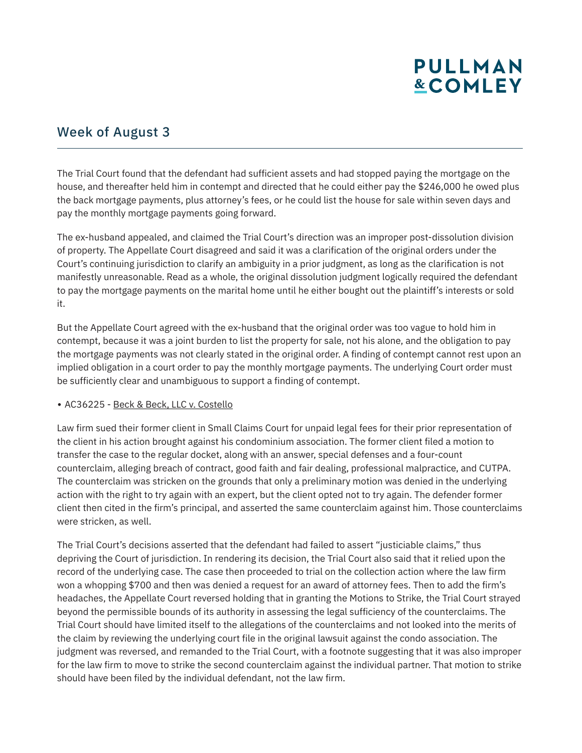## Week of August 3

The Trial Court found that the defendant had sufficient assets and had stopped paying the mortgage on the house, and thereafter held him in contempt and directed that he could either pay the $246,000 he owed plus the back mortgage payments, plus attorney's fees, or he could list the house for sale within seven days and pay the monthly mortgage payments going forward.

The ex-husband appealed, and claimed the Trial Court's direction was an improper post-dissolution division of property. The Appellate Court disagreed and said it was a clarification of the original orders under the Court's continuing jurisdiction to clarify an ambiguity in a prior judgment, as long as the clarification is not manifestly unreasonable. Read as a whole, the original dissolution judgment logically required the defendant to pay the mortgage payments on the marital home until he either bought out the plaintiff's interests or sold it.

But the Appellate Court agreed with the ex-husband that the original order was too vague to hold him in contempt, because it was a joint burden to list the property for sale, not his alone, and the obligation to pay the mortgage payments was not clearly stated in the original order. A finding of contempt cannot rest upon an implied obligation in a court order to pay the monthly mortgage payments. The underlying Court order must be sufficiently clear and unambiguous to support a finding of contempt.

- AC36225 - Beck & Beck, LLC v. Costello

Law firm sued their former client in Small Claims Court for unpaid legal fees for their prior representation of the client in his action brought against his condominium association. The former client filed a motion to transfer the case to the regular docket, along with an answer, special defenses and a four-count counterclaim, alleging breach of contract, good faith and fair dealing, professional malpractice, and CUTPA. The counterclaim was stricken on the grounds that only a preliminary motion was denied in the underlying action with the right to try again with an expert, but the client opted not to try again. The defender former client then cited in the firm's principal, and asserted the same counterclaim against him. Those counterclaims were stricken, as well.

The Trial Court's decisions asserted that the defendant had failed to assert "justiciable claims," thus depriving the Court of jurisdiction. In rendering its decision, the Trial Court also said that it relied upon the record of the underlying case. The case then proceeded to trial on the collection action where the law firm won a whopping $700 and then was denied a request for an award of attorney fees. Then to add the firm's headaches, the Appellate Court reversed holding that in granting the Motions to Strike, the Trial Court strayed beyond the permissible bounds of its authority in assessing the legal sufficiency of the counterclaims. The Trial Court should have limited itself to the allegations of the counterclaims and not looked into the merits of the claim by reviewing the underlying court file in the original lawsuit against the condo association. The judgment was reversed, and remanded to the Trial Court, with a footnote suggesting that it was also improper for the law firm to move to strike the second counterclaim against the individual partner. That motion to strike should have been filed by the individual defendant, not the law firm.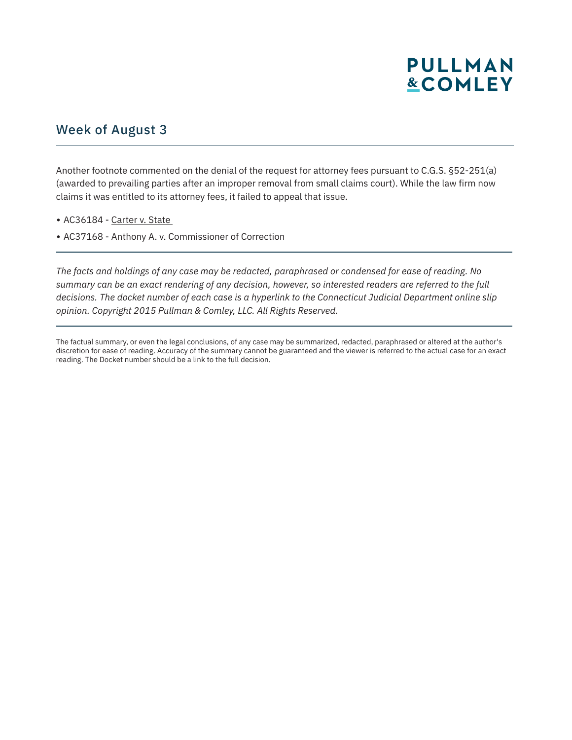## Week of August 3

Another footnote commented on the denial of the request for attorney fees pursuant to C.G.S. §52-251(a) (awarded to prevailing parties after an improper removal from small claims court). While the law firm now claims it was entitled to its attorney fees, it failed to appeal that issue.

- AC36184 - Carter v. State
- AC37168 - Anthony A. v. Commissioner of Correction

---

*The facts and holdings of any case may be redacted, paraphrased or condensed for ease of reading. No summary can be an exact rendering of any decision, however, so interested readers are referred to the full decisions. The docket number of each case is a hyperlink to the Connecticut Judicial Department online slip opinion. Copyright 2015 Pullman & Comley, LLC. All Rights Reserved.*

---

The factual summary, or even the legal conclusions, of any case may be summarized, redacted, paraphrased or altered at the author's discretion for ease of reading. Accuracy of the summary cannot be guaranteed and the viewer is referred to the actual case for an exact reading. The Docket number should be a link to the full decision.